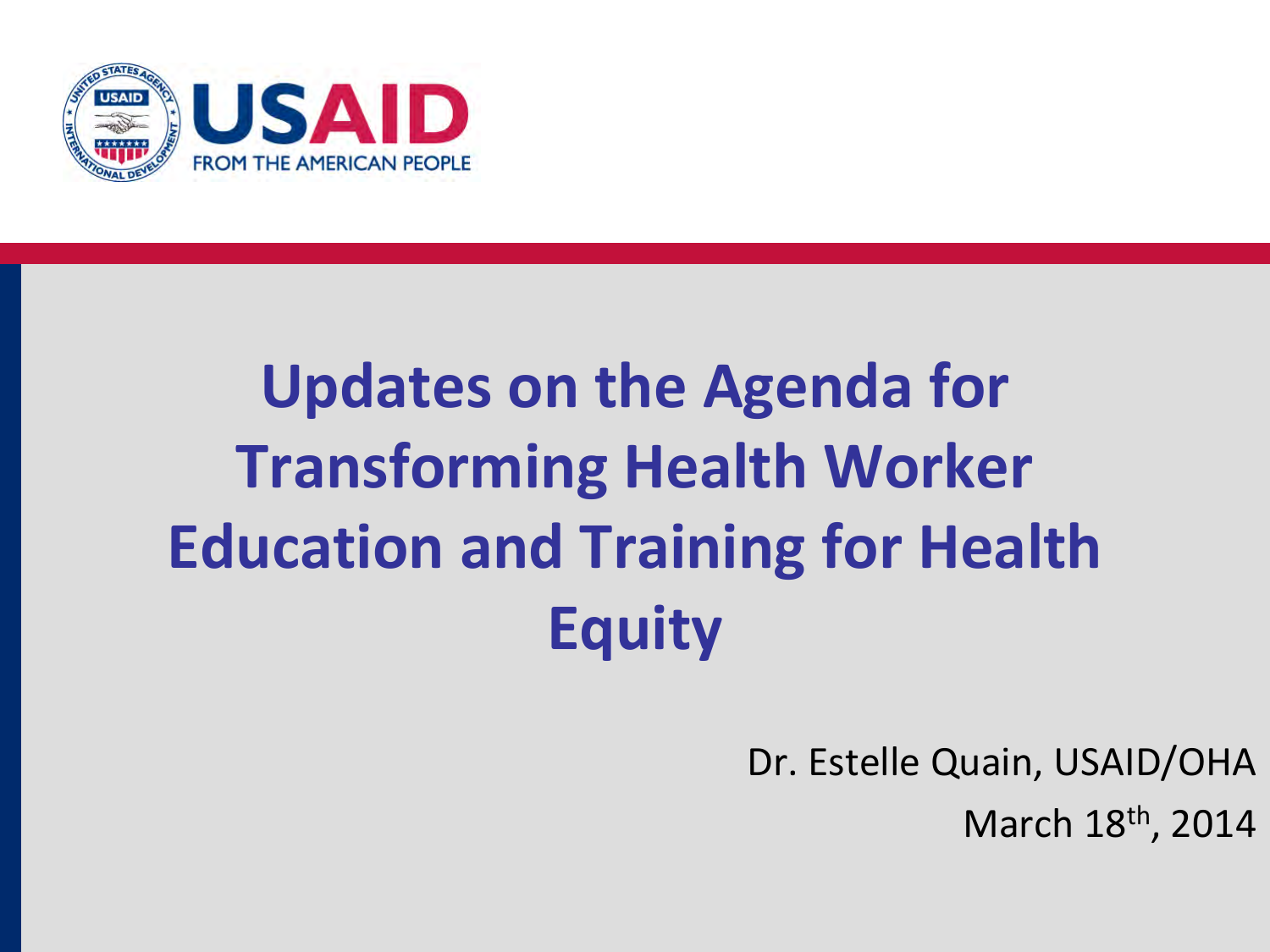USAID
FROM THE AMERICAN PEOPLE

# Updates on the Agenda for Transforming Health Worker Education and Training for Health Equity

Dr. Estelle Quain, USAID/OHA

March 18th, 2014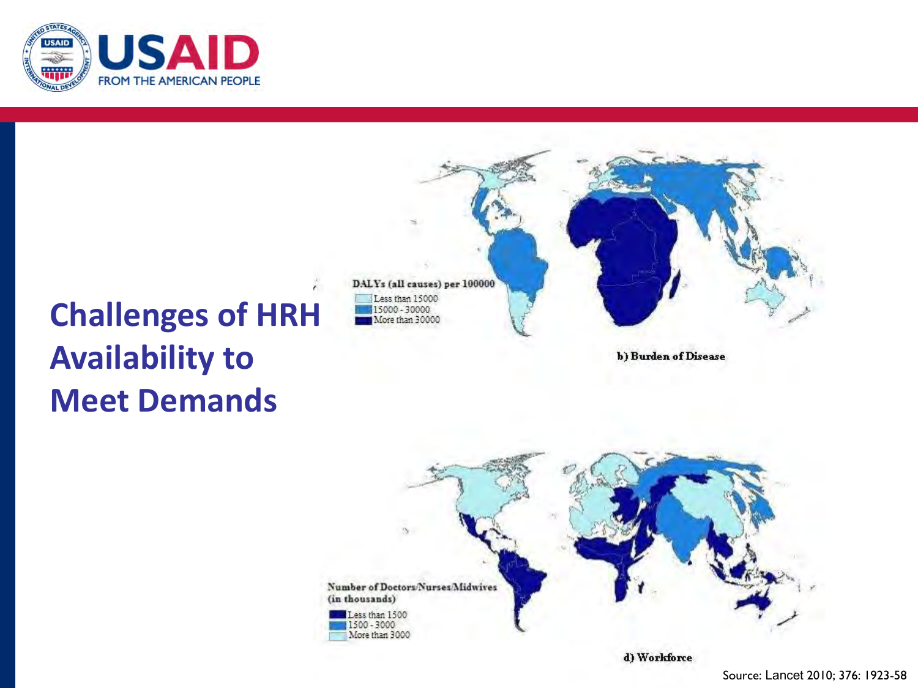# Challenges of HRH Availability to Meet Demands

DALYs (all causes) per 100000
- Less than 15000
- 15000 - 30000
- More than 30000

b) Burden of Disease

Number of Doctors/Nurses/Midwives (in thousands)
- Less than 1500
- 1500 - 3000
- More than 3000

d) Workforce

Source: Lancet 2010; 376: 1923-58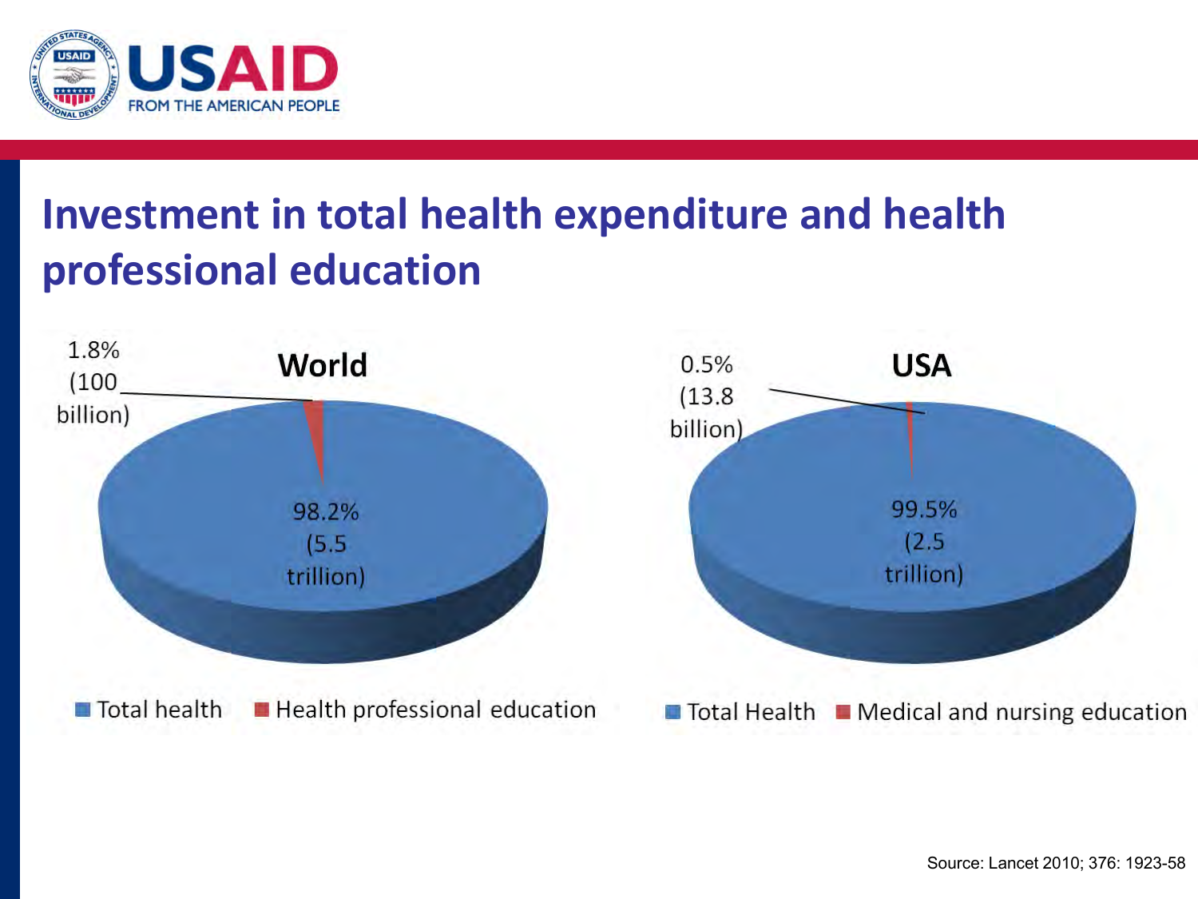# Investment in total health expenditure and health professional education

## World

- Total health: 98.2% (5.5 trillion)
- Health professional education: 1.8% (100 billion)

## USA

- Total Health: 99.5% (2.5 trillion)
- Medical and nursing education: 0.5% (13.8 billion)

Source: Lancet 2010; 376: 1923-58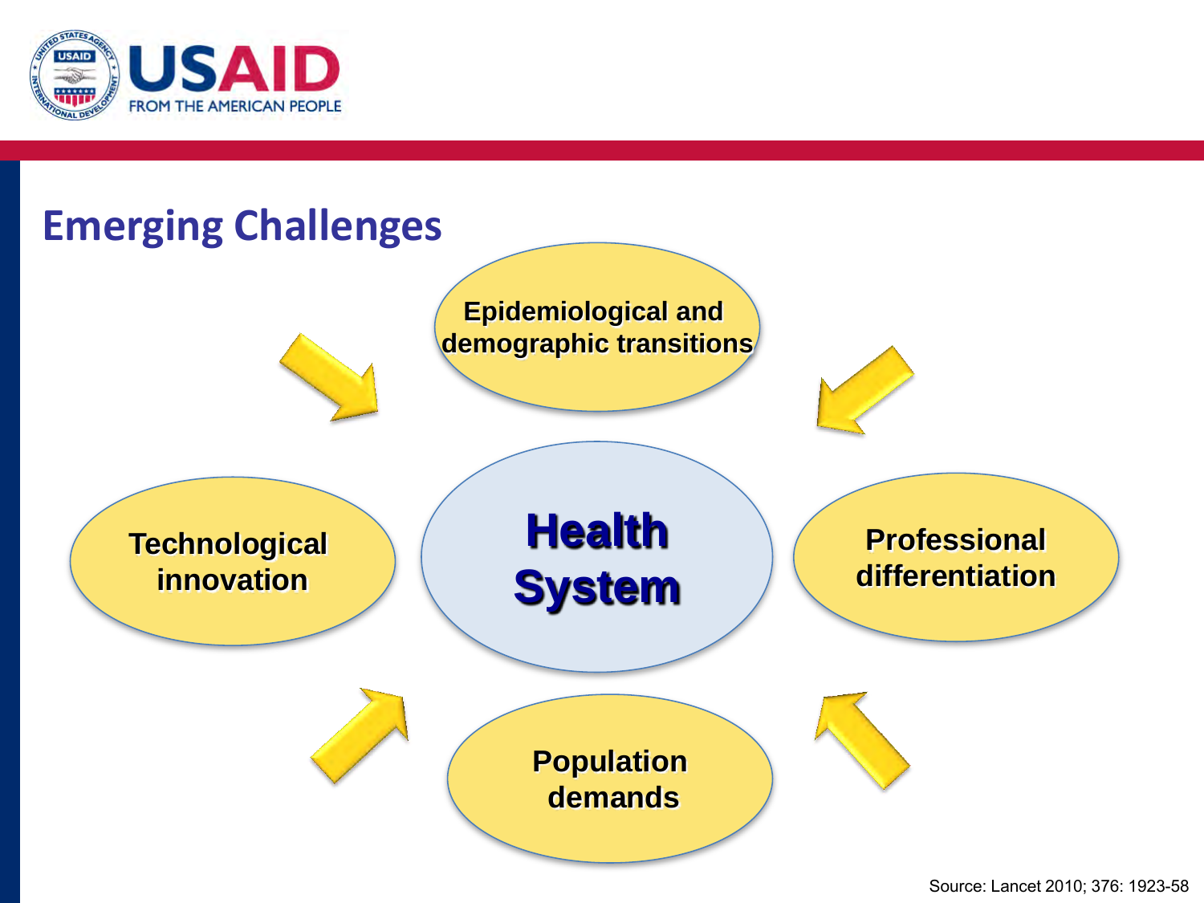## Emerging Challenges

- Epidemiological and demographic transitions
- Technological innovation
- Health System
- Professional differentiation
- Population demands

Source: Lancet 2010; 376: 1923-58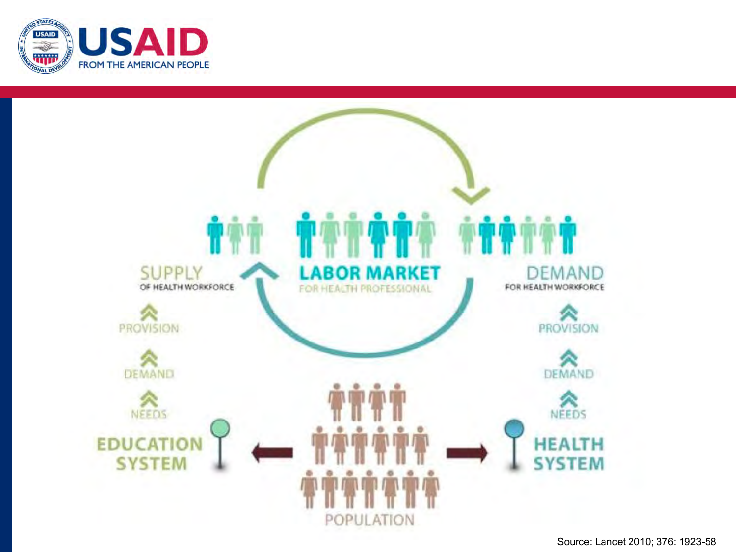SUPPLY
OF HEALTH WORKFORCE

LABOR MARKET
FOR HEALTH PROFESSIONAL

DEMAND
FOR HEALTH WORKFORCE

PROVISION

DEMAND

NEEDS

EDUCATION SYSTEM

POPULATION

HEALTH SYSTEM

Source: Lancet 2010; 376: 1923-58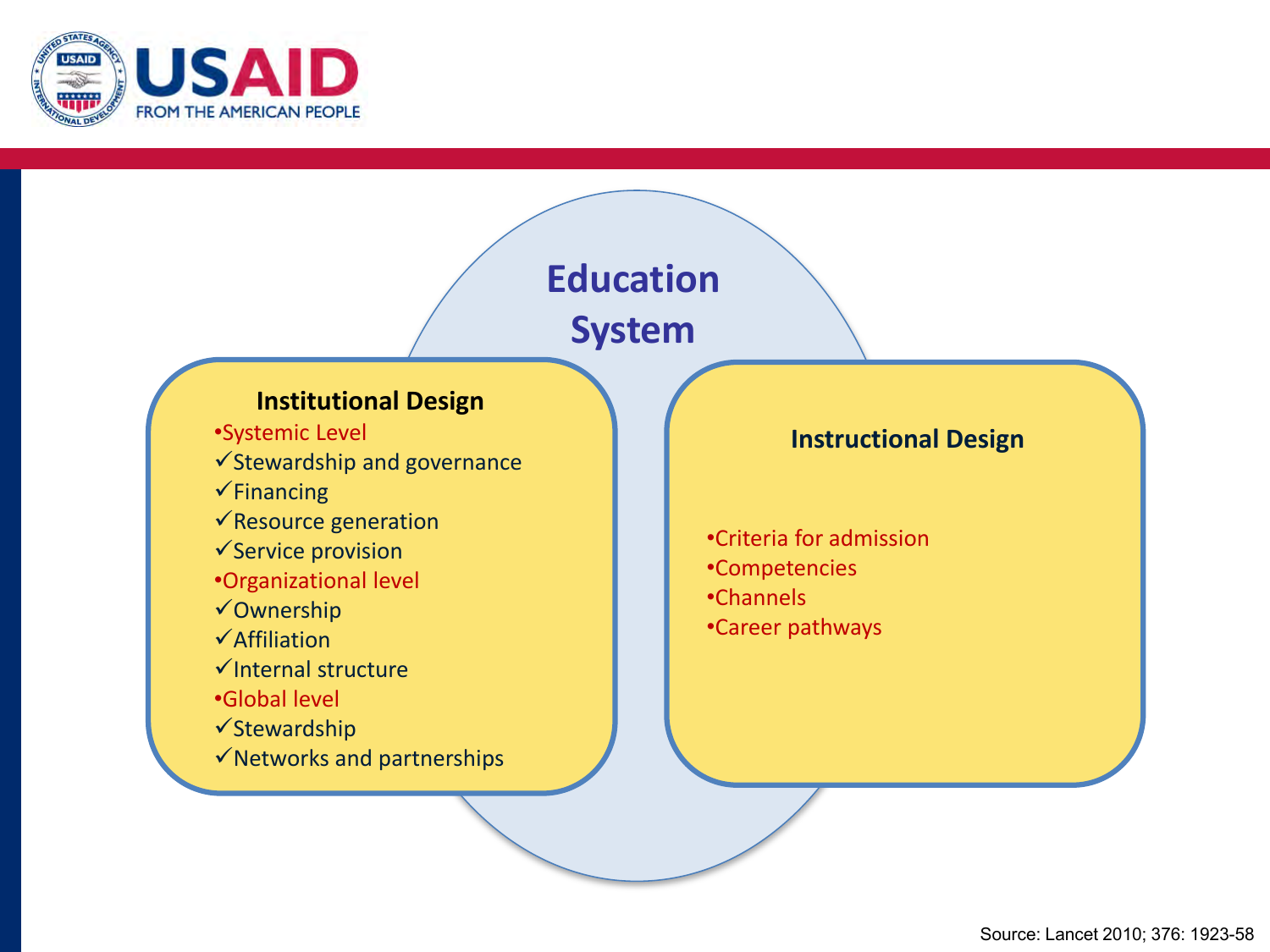# Education System

## Institutional Design

- Systemic Level
  - ✓Stewardship and governance
  - ✓Financing
  - ✓Resource generation
  - ✓Service provision
- Organizational level
  - ✓Ownership
  - ✓Affiliation
  - ✓Internal structure
- Global level
  - ✓Stewardship
  - ✓Networks and partnerships

## Instructional Design

- Criteria for admission
- Competencies
- Channels
- Career pathways

Source: Lancet 2010; 376: 1923-58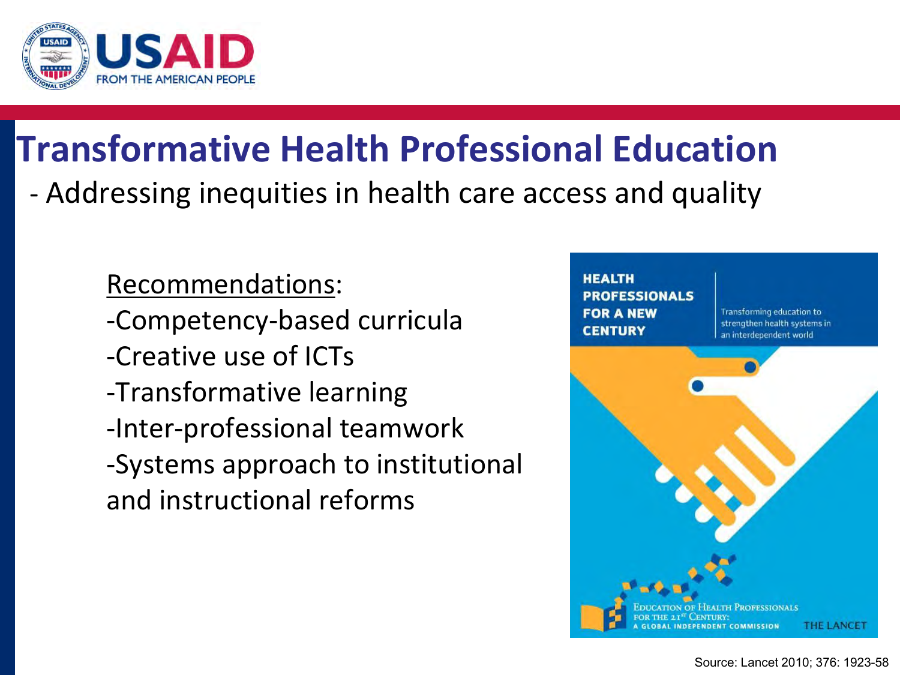# Transformative Health Professional Education

- Addressing inequities in health care access and quality

Recommendations:

- -Competency-based curricula
- -Creative use of ICTs
- -Transformative learning
- -Inter-professional teamwork
- -Systems approach to institutional and instructional reforms

HEALTH PROFESSIONALS FOR A NEW CENTURY

Transforming education to strengthen health systems in an interdependent world

Education of Health Professionals for the 21st Century: A Global Independent Commission

THE LANCET

Source: Lancet 2010; 376: 1923-58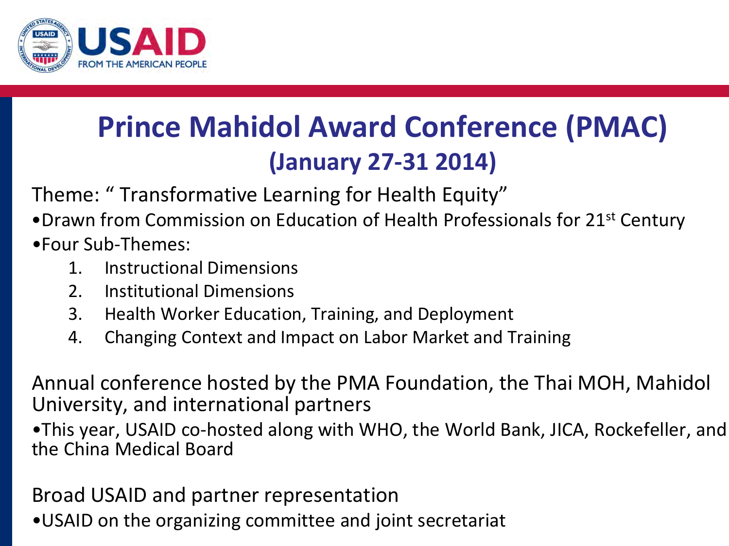# Prince Mahidol Award Conference (PMAC)

## (January 27-31 2014)

Theme: " Transformative Learning for Health Equity"

- Drawn from Commission on Education of Health Professionals for 21st Century
- Four Sub-Themes:
  1. Instructional Dimensions
  2. Institutional Dimensions
  3. Health Worker Education, Training, and Deployment
  4. Changing Context and Impact on Labor Market and Training

Annual conference hosted by the PMA Foundation, the Thai MOH, Mahidol University, and international partners

- This year, USAID co-hosted along with WHO, the World Bank, JICA, Rockefeller, and the China Medical Board

Broad USAID and partner representation

- USAID on the organizing committee and joint secretariat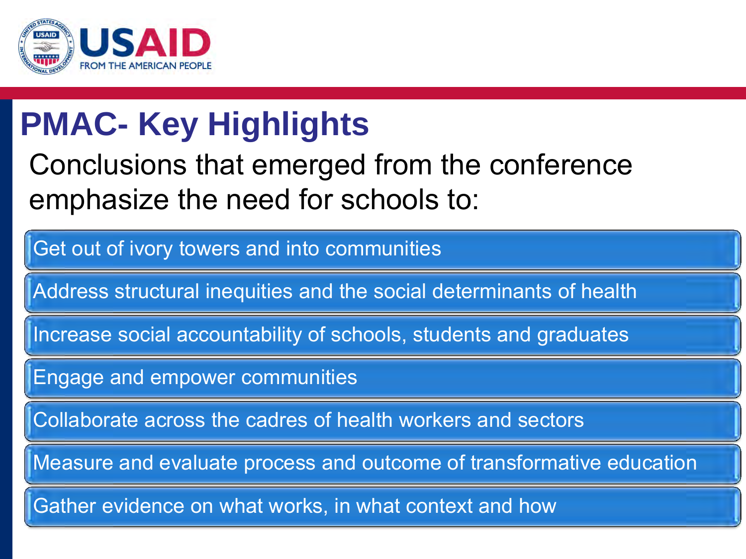# PMAC- Key Highlights

Conclusions that emerged from the conference emphasize the need for schools to:

- Get out of ivory towers and into communities
- Address structural inequities and the social determinants of health
- Increase social accountability of schools, students and graduates
- Engage and empower communities
- Collaborate across the cadres of health workers and sectors
- Measure and evaluate process and outcome of transformative education
- Gather evidence on what works, in what context and how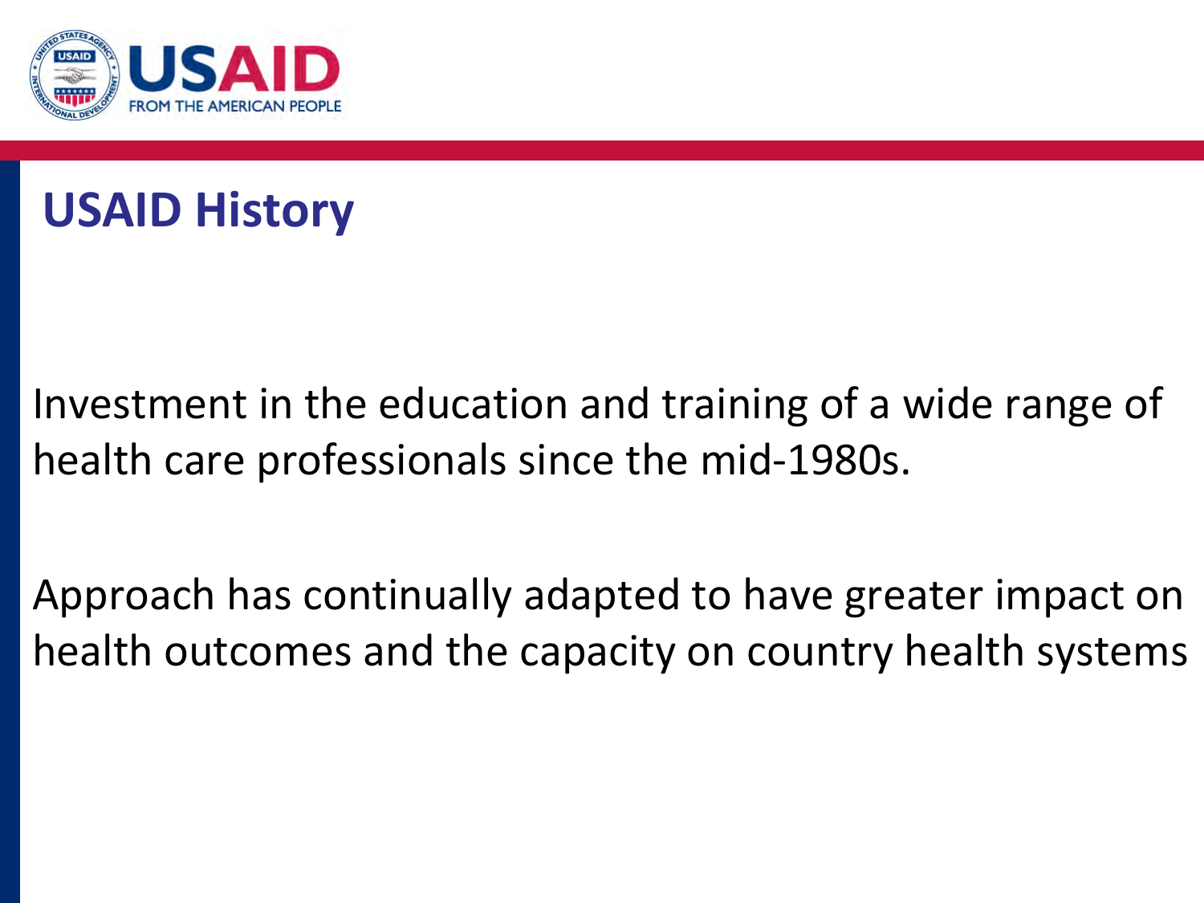# USAID History

Investment in the education and training of a wide range of health care professionals since the mid-1980s.

Approach has continually adapted to have greater impact on health outcomes and the capacity on country health systems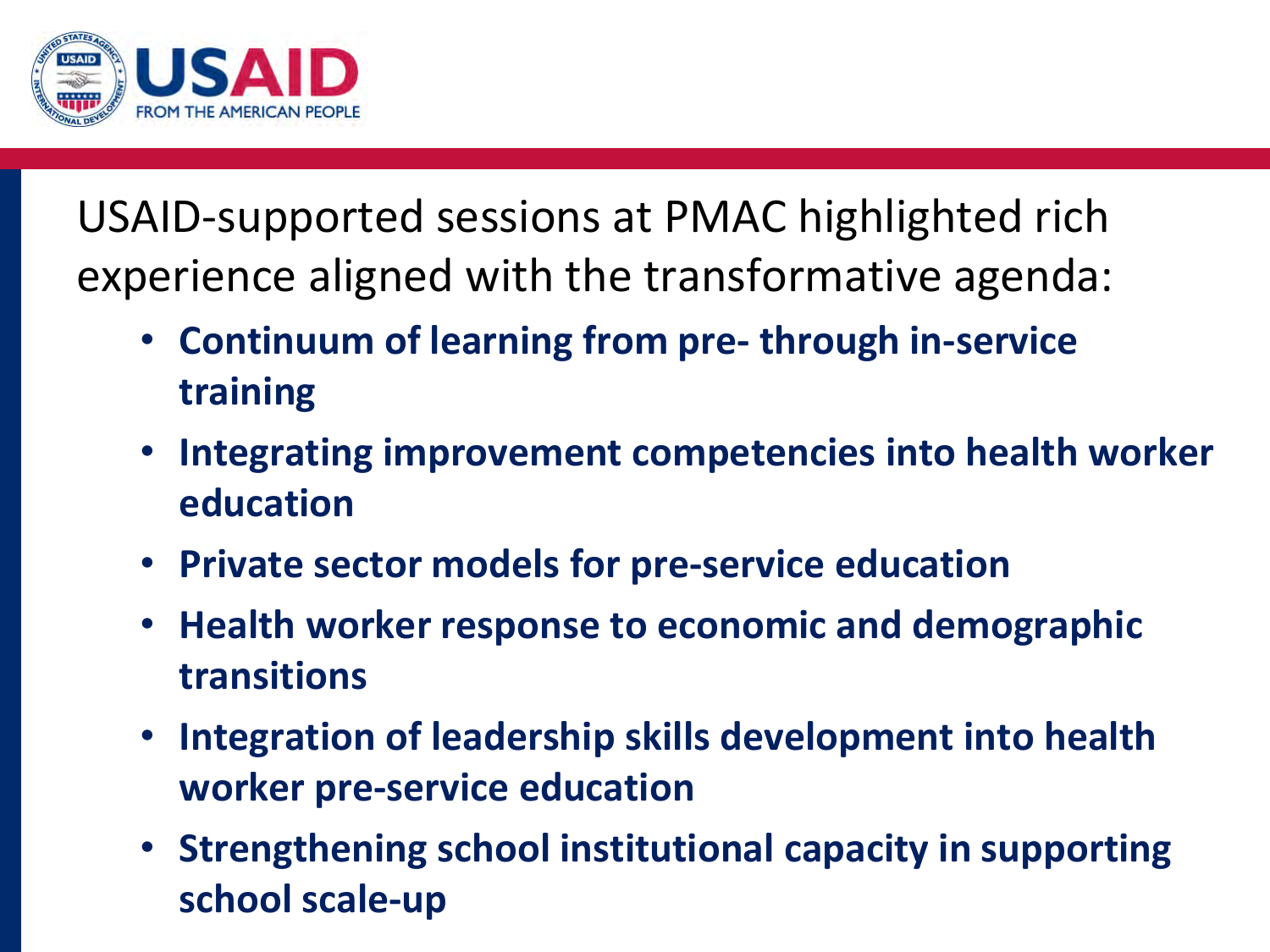USAID-supported sessions at PMAC highlighted rich experience aligned with the transformative agenda:

- **Continuum of learning from pre- through in-service training**
- **Integrating improvement competencies into health worker education**
- **Private sector models for pre-service education**
- **Health worker response to economic and demographic transitions**
- **Integration of leadership skills development into health worker pre-service education**
- **Strengthening school institutional capacity in supporting school scale-up**